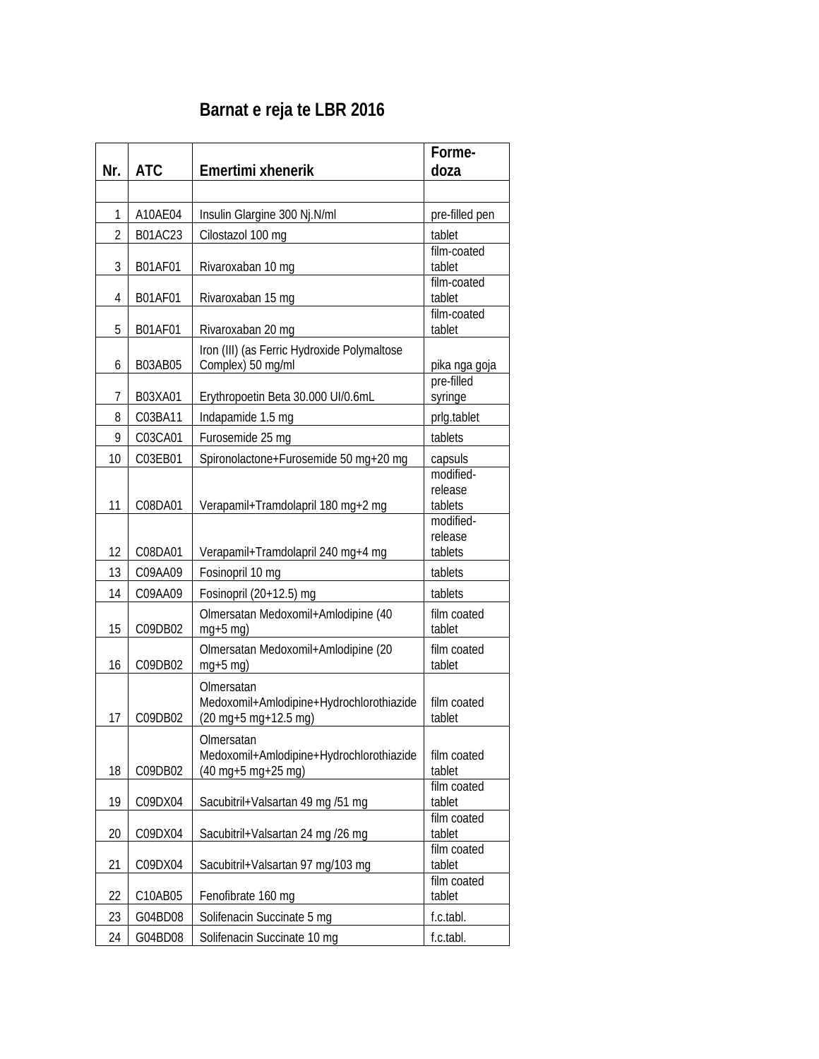# Barnat e reja te LBR 2016

| Nr. | ATC | Emertimi xhenerik | Forme-doza |
|---|---|---|---|
| | | | |
| 1 | A10AE04 | Insulin Glargine 300 Nj.N/ml | pre-filled pen |
| 2 | B01AC23 | Cilostazol 100 mg | tablet |
| 3 | B01AF01 | Rivaroxaban 10 mg | film-coated tablet |
| 4 | B01AF01 | Rivaroxaban 15 mg | film-coated tablet |
| 5 | B01AF01 | Rivaroxaban 20 mg | film-coated tablet |
| 6 | B03AB05 | Iron (III) (as Ferric Hydroxide Polymaltose Complex) 50 mg/ml | pika nga goja |
| 7 | B03XA01 | Erythropoetin Beta 30.000 UI/0.6mL | pre-filled syringe |
| 8 | C03BA11 | Indapamide 1.5 mg | prlg.tablet |
| 9 | C03CA01 | Furosemide 25 mg | tablets |
| 10 | C03EB01 | Spironolactone+Furosemide 50 mg+20 mg | capsuls |
| 11 | C08DA01 | Verapamil+Tramdolapril 180 mg+2 mg | modified-release tablets |
| 12 | C08DA01 | Verapamil+Tramdolapril 240 mg+4 mg | modified-release tablets |
| 13 | C09AA09 | Fosinopril 10 mg | tablets |
| 14 | C09AA09 | Fosinopril (20+12.5) mg | tablets |
| 15 | C09DB02 | Olmersatan Medoxomil+Amlodipine (40 mg+5 mg) | film coated tablet |
| 16 | C09DB02 | Olmersatan Medoxomil+Amlodipine (20 mg+5 mg) | film coated tablet |
| 17 | C09DB02 | Olmersatan Medoxomil+Amlodipine+Hydrochlorothiazide (20 mg+5 mg+12.5 mg) | film coated tablet |
| 18 | C09DB02 | Olmersatan Medoxomil+Amlodipine+Hydrochlorothiazide (40 mg+5 mg+25 mg) | film coated tablet |
| 19 | C09DX04 | Sacubitril+Valsartan 49 mg /51 mg | film coated tablet |
| 20 | C09DX04 | Sacubitril+Valsartan 24 mg /26 mg | film coated tablet |
| 21 | C09DX04 | Sacubitril+Valsartan 97 mg/103 mg | film coated tablet |
| 22 | C10AB05 | Fenofibrate 160 mg | film coated tablet |
| 23 | G04BD08 | Solifenacin Succinate 5 mg | f.c.tabl. |
| 24 | G04BD08 | Solifenacin Succinate 10 mg | f.c.tabl. |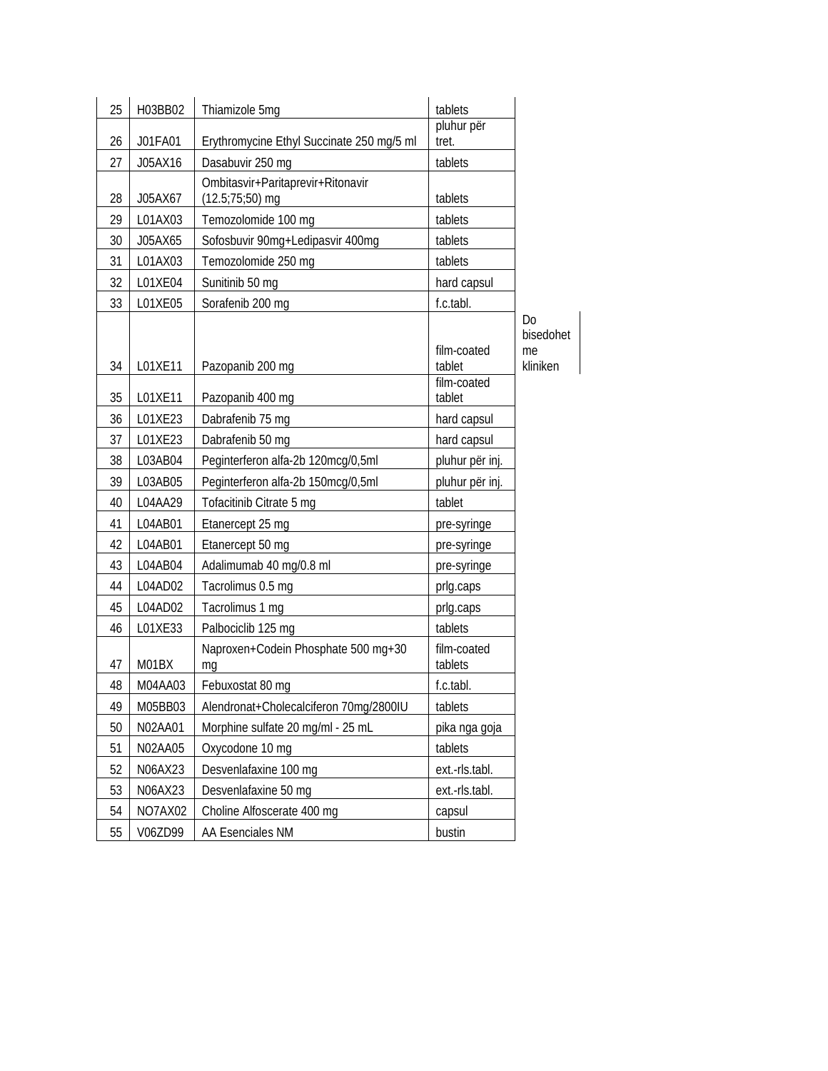| | | | | |
|---|---|---|---|---|
| 25 | H03BB02 | Thiamizole 5mg | tablets | |
| 26 | J01FA01 | Erythromycine Ethyl Succinate 250 mg/5 ml | pluhur për tret. | |
| 27 | J05AX16 | Dasabuvir 250 mg | tablets | |
| 28 | J05AX67 | Ombitasvir+Paritaprevir+Ritonavir (12.5;75;50) mg | tablets | |
| 29 | L01AX03 | Temozolomide 100 mg | tablets | |
| 30 | J05AX65 | Sofosbuvir 90mg+Ledipasvir 400mg | tablets | |
| 31 | L01AX03 | Temozolomide 250 mg | tablets | |
| 32 | L01XE04 | Sunitinib 50 mg | hard capsul | |
| 33 | L01XE05 | Sorafenib 200 mg | f.c.tabl. | |
| 34 | L01XE11 | Pazopanib 200 mg | film-coated tablet | Do bisedohet me kliniken |
| 35 | L01XE11 | Pazopanib 400 mg | film-coated tablet | |
| 36 | L01XE23 | Dabrafenib 75 mg | hard capsul | |
| 37 | L01XE23 | Dabrafenib 50 mg | hard capsul | |
| 38 | L03AB04 | Peginterferon alfa-2b 120mcg/0,5ml | pluhur për inj. | |
| 39 | L03AB05 | Peginterferon alfa-2b 150mcg/0,5ml | pluhur për inj. | |
| 40 | L04AA29 | Tofacitinib Citrate 5 mg | tablet | |
| 41 | L04AB01 | Etanercept 25 mg | pre-syringe | |
| 42 | L04AB01 | Etanercept 50 mg | pre-syringe | |
| 43 | L04AB04 | Adalimumab 40 mg/0.8 ml | pre-syringe | |
| 44 | L04AD02 | Tacrolimus 0.5 mg | prlg.caps | |
| 45 | L04AD02 | Tacrolimus 1 mg | prlg.caps | |
| 46 | L01XE33 | Palbociclib 125 mg | tablets | |
| 47 | M01BX | Naproxen+Codein Phosphate 500 mg+30 mg | film-coated tablets | |
| 48 | M04AA03 | Febuxostat 80 mg | f.c.tabl. | |
| 49 | M05BB03 | Alendronat+Cholecalciferon 70mg/2800IU | tablets | |
| 50 | N02AA01 | Morphine sulfate 20 mg/ml - 25 mL | pika nga goja | |
| 51 | N02AA05 | Oxycodone 10 mg | tablets | |
| 52 | N06AX23 | Desvenlafaxine 100 mg | ext.-rls.tabl. | |
| 53 | N06AX23 | Desvenlafaxine 50 mg | ext.-rls.tabl. | |
| 54 | NO7AX02 | Choline Alfoscerate 400 mg | capsul | |
| 55 | V06ZD99 | AA Esenciales NM | bustin | |